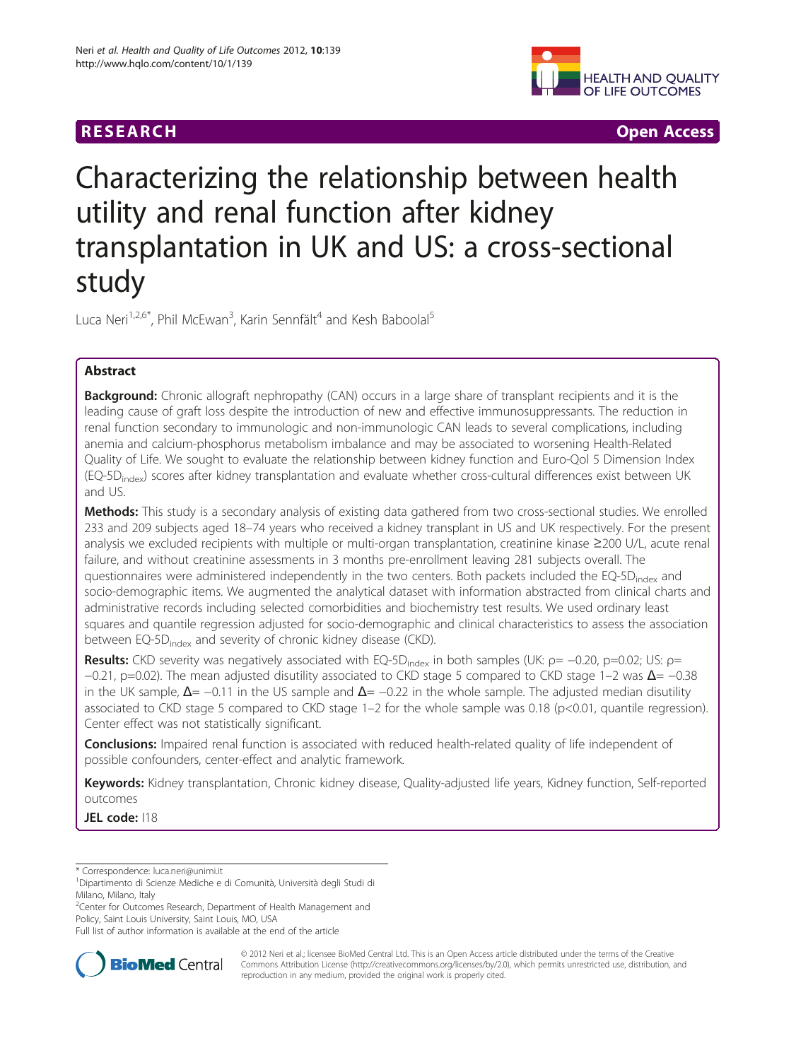RESEARCH Open Access

# Characterizing the relationship between health utility and renal function after kidney transplantation in UK and US: a cross-sectional study

Luca Neri[1,2,6*], Phil McEwan[3], Karin Sennfält[4] and Kesh Baboolal[5]

## Abstract

**Background:** Chronic allograft nephropathy (CAN) occurs in a large share of transplant recipients and it is the leading cause of graft loss despite the introduction of new and effective immunosuppressants. The reduction in renal function secondary to immunologic and non-immunologic CAN leads to several complications, including anemia and calcium-phosphorus metabolism imbalance and may be associated to worsening Health-Related Quality of Life. We sought to evaluate the relationship between kidney function and Euro-Qol 5 Dimension Index ($EQ\text{-}5D_{index}$) scores after kidney transplantation and evaluate whether cross-cultural differences exist between UK and US.

**Methods:** This study is a secondary analysis of existing data gathered from two cross-sectional studies. We enrolled 233 and 209 subjects aged 18–74 years who received a kidney transplant in US and UK respectively. For the present analysis we excluded recipients with multiple or multi-organ transplantation, creatinine kinase ≥200 U/L, acute renal failure, and without creatinine assessments in 3 months pre-enrollment leaving 281 subjects overall. The questionnaires were administered independently in the two centers. Both packets included the $EQ\text{-}5D_{index}$ and socio-demographic items. We augmented the analytical dataset with information abstracted from clinical charts and administrative records including selected comorbidities and biochemistry test results. We used ordinary least squares and quantile regression adjusted for socio-demographic and clinical characteristics to assess the association between $EQ\text{-}5D_{index}$ and severity of chronic kidney disease (CKD).

**Results:** CKD severity was negatively associated with $EQ\text{-}5D_{index}$ in both samples (UK: $\rho = -0.20$, $p = 0.02$; US: $\rho = -0.21$, $p = 0.02$). The mean adjusted disutility associated to CKD stage 5 compared to CKD stage 1–2 was $\Delta = -0.38$ in the UK sample, $\Delta = -0.11$ in the US sample and $\Delta = -0.22$ in the whole sample. The adjusted median disutility associated to CKD stage 5 compared to CKD stage 1–2 for the whole sample was 0.18 ($p < 0.01$, quantile regression). Center effect was not statistically significant.

**Conclusions:** Impaired renal function is associated with reduced health-related quality of life independent of possible confounders, center-effect and analytic framework.

**Keywords:** Kidney transplantation, Chronic kidney disease, Quality-adjusted life years, Kidney function, Self-reported outcomes

**JEL code:** I18

\* Correspondence: luca.neri@unimi.it
[1]Dipartimento di Scienze Mediche e di Comunità, Università degli Studi di Milano, Milano, Italy
[2]Center for Outcomes Research, Department of Health Management and Policy, Saint Louis University, Saint Louis, MO, USA
Full list of author information is available at the end of the article

© 2012 Neri et al.; licensee BioMed Central Ltd. This is an Open Access article distributed under the terms of the Creative Commons Attribution License (http://creativecommons.org/licenses/by/2.0), which permits unrestricted use, distribution, and reproduction in any medium, provided the original work is properly cited.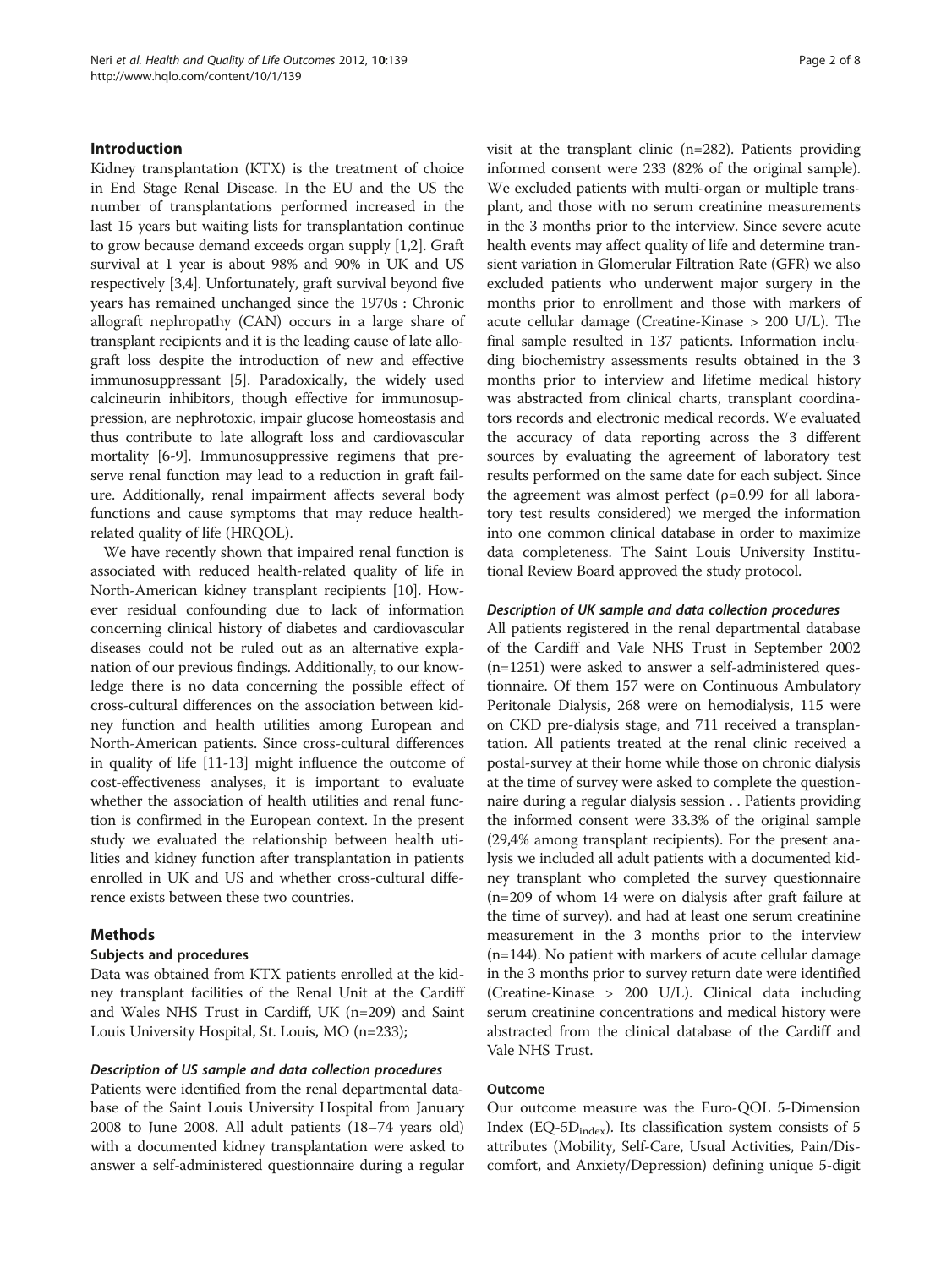## Introduction

Kidney transplantation (KTX) is the treatment of choice in End Stage Renal Disease. In the EU and the US the number of transplantations performed increased in the last 15 years but waiting lists for transplantation continue to grow because demand exceeds organ supply [1,2]. Graft survival at 1 year is about 98% and 90% in UK and US respectively [3,4]. Unfortunately, graft survival beyond five years has remained unchanged since the 1970s : Chronic allograft nephropathy (CAN) occurs in a large share of transplant recipients and it is the leading cause of late allograft loss despite the introduction of new and effective immunosuppressant [5]. Paradoxically, the widely used calcineurin inhibitors, though effective for immunosuppression, are nephrotoxic, impair glucose homeostasis and thus contribute to late allograft loss and cardiovascular mortality [6-9]. Immunosuppressive regimens that preserve renal function may lead to a reduction in graft failure. Additionally, renal impairment affects several body functions and cause symptoms that may reduce health-related quality of life (HRQOL).

We have recently shown that impaired renal function is associated with reduced health-related quality of life in North-American kidney transplant recipients [10]. However residual confounding due to lack of information concerning clinical history of diabetes and cardiovascular diseases could not be ruled out as an alternative explanation of our previous findings. Additionally, to our knowledge there is no data concerning the possible effect of cross-cultural differences on the association between kidney function and health utilities among European and North-American patients. Since cross-cultural differences in quality of life [11-13] might influence the outcome of cost-effectiveness analyses, it is important to evaluate whether the association of health utilities and renal function is confirmed in the European context. In the present study we evaluated the relationship between health utilities and kidney function after transplantation in patients enrolled in UK and US and whether cross-cultural difference exists between these two countries.

## Methods

### Subjects and procedures

Data was obtained from KTX patients enrolled at the kidney transplant facilities of the Renal Unit at the Cardiff and Wales NHS Trust in Cardiff, UK (n=209) and Saint Louis University Hospital, St. Louis, MO (n=233);

#### *Description of US sample and data collection procedures*

Patients were identified from the renal departmental database of the Saint Louis University Hospital from January 2008 to June 2008. All adult patients (18–74 years old) with a documented kidney transplantation were asked to answer a self-administered questionnaire during a regular visit at the transplant clinic (n=282). Patients providing informed consent were 233 (82% of the original sample). We excluded patients with multi-organ or multiple transplant, and those with no serum creatinine measurements in the 3 months prior to the interview. Since severe acute health events may affect quality of life and determine transient variation in Glomerular Filtration Rate (GFR) we also excluded patients who underwent major surgery in the months prior to enrollment and those with markers of acute cellular damage (Creatine-Kinase > 200 U/L). The final sample resulted in 137 patients. Information including biochemistry assessments results obtained in the 3 months prior to interview and lifetime medical history was abstracted from clinical charts, transplant coordinators records and electronic medical records. We evaluated the accuracy of data reporting across the 3 different sources by evaluating the agreement of laboratory test results performed on the same date for each subject. Since the agreement was almost perfect ($\rho$=0.99 for all laboratory test results considered) we merged the information into one common clinical database in order to maximize data completeness. The Saint Louis University Institutional Review Board approved the study protocol.

#### *Description of UK sample and data collection procedures*

All patients registered in the renal departmental database of the Cardiff and Vale NHS Trust in September 2002 (n=1251) were asked to answer a self-administered questionnaire. Of them 157 were on Continuous Ambulatory Peritonale Dialysis, 268 were on hemodialysis, 115 were on CKD pre-dialysis stage, and 711 received a transplantation. All patients treated at the renal clinic received a postal-survey at their home while those on chronic dialysis at the time of survey were asked to complete the questionnaire during a regular dialysis session . . Patients providing the informed consent were 33.3% of the original sample (29,4% among transplant recipients). For the present analysis we included all adult patients with a documented kidney transplant who completed the survey questionnaire (n=209 of whom 14 were on dialysis after graft failure at the time of survey). and had at least one serum creatinine measurement in the 3 months prior to the interview (n=144). No patient with markers of acute cellular damage in the 3 months prior to survey return date were identified (Creatine-Kinase > 200 U/L). Clinical data including serum creatinine concentrations and medical history were abstracted from the clinical database of the Cardiff and Vale NHS Trust.

### Outcome

Our outcome measure was the Euro-QOL 5-Dimension Index (EQ-$5D_{index}$). Its classification system consists of 5 attributes (Mobility, Self-Care, Usual Activities, Pain/Discomfort, and Anxiety/Depression) defining unique 5-digit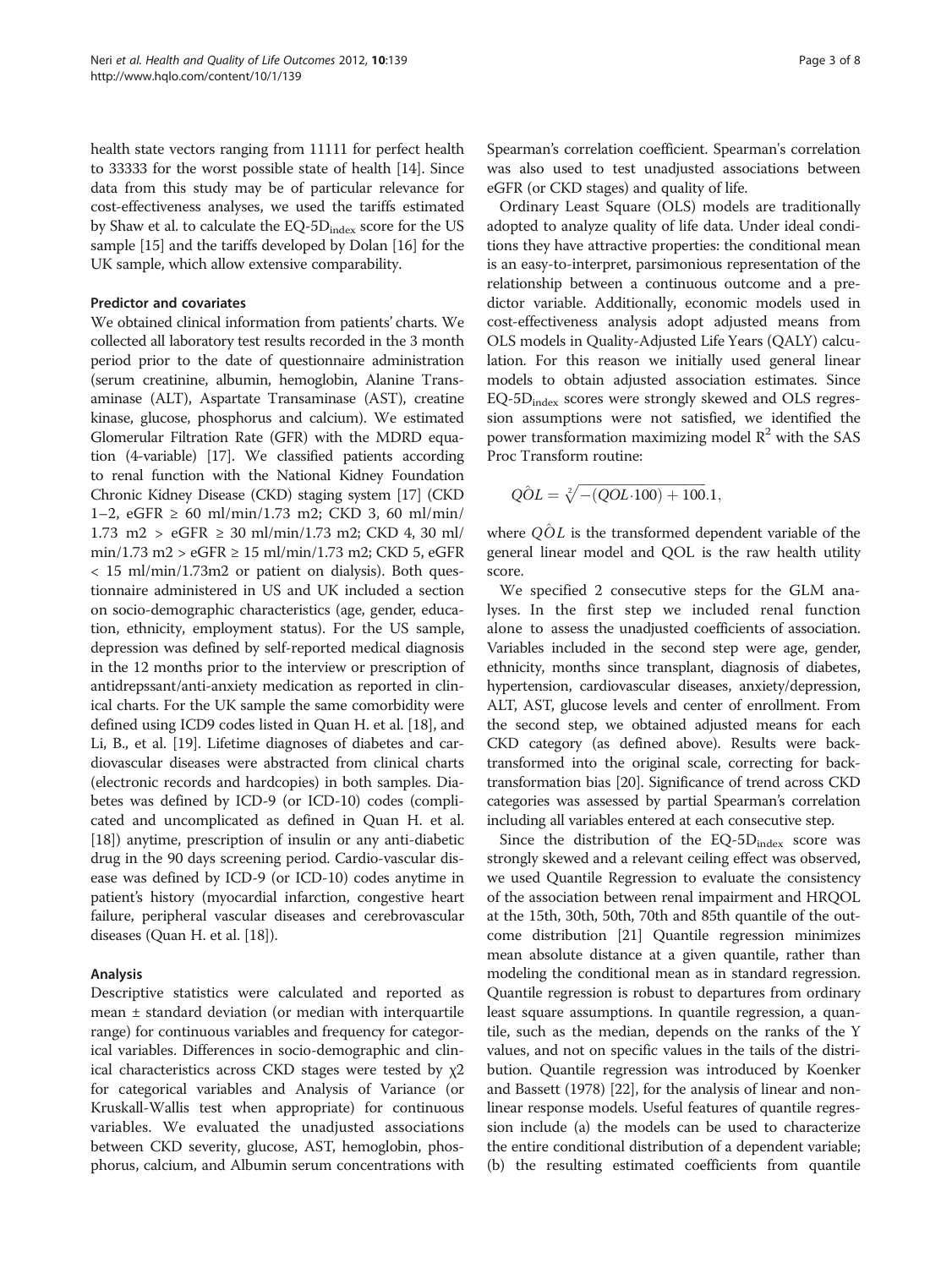health state vectors ranging from 11111 for perfect health to 33333 for the worst possible state of health [14]. Since data from this study may be of particular relevance for cost-effectiveness analyses, we used the tariffs estimated by Shaw et al. to calculate the EQ-5D$_{index}$ score for the US sample [15] and the tariffs developed by Dolan [16] for the UK sample, which allow extensive comparability.

### Predictor and covariates

We obtained clinical information from patients' charts. We collected all laboratory test results recorded in the 3 month period prior to the date of questionnaire administration (serum creatinine, albumin, hemoglobin, Alanine Transaminase (ALT), Aspartate Transaminase (AST), creatine kinase, glucose, phosphorus and calcium). We estimated Glomerular Filtration Rate (GFR) with the MDRD equation (4-variable) [17]. We classified patients according to renal function with the National Kidney Foundation Chronic Kidney Disease (CKD) staging system [17] (CKD 1–2, eGFR ≥ 60 ml/min/1.73 m2; CKD 3, 60 ml/min/1.73 m2 > eGFR ≥ 30 ml/min/1.73 m2; CKD 4, 30 ml/min/1.73 m2 > eGFR ≥ 15 ml/min/1.73 m2; CKD 5, eGFR < 15 ml/min/1.73m2 or patient on dialysis). Both questionnaire administered in US and UK included a section on socio-demographic characteristics (age, gender, education, ethnicity, employment status). For the US sample, depression was defined by self-reported medical diagnosis in the 12 months prior to the interview or prescription of antidrepssant/anti-anxiety medication as reported in clinical charts. For the UK sample the same comorbidity were defined using ICD9 codes listed in Quan H. et al. [18], and Li, B., et al. [19]. Lifetime diagnoses of diabetes and cardiovascular diseases were abstracted from clinical charts (electronic records and hardcopies) in both samples. Diabetes was defined by ICD-9 (or ICD-10) codes (complicated and uncomplicated as defined in Quan H. et al. [18]) anytime, prescription of insulin or any anti-diabetic drug in the 90 days screening period. Cardio-vascular disease was defined by ICD-9 (or ICD-10) codes anytime in patient's history (myocardial infarction, congestive heart failure, peripheral vascular diseases and cerebrovascular diseases (Quan H. et al. [18]).

### Analysis

Descriptive statistics were calculated and reported as mean ± standard deviation (or median with interquartile range) for continuous variables and frequency for categorical variables. Differences in socio-demographic and clinical characteristics across CKD stages were tested by $\chi2$ for categorical variables and Analysis of Variance (or Kruskall-Wallis test when appropriate) for continuous variables. We evaluated the unadjusted associations between CKD severity, glucose, AST, hemoglobin, phosphorus, calcium, and Albumin serum concentrations with Spearman's correlation coefficient. Spearman's correlation was also used to test unadjusted associations between eGFR (or CKD stages) and quality of life.

Ordinary Least Square (OLS) models are traditionally adopted to analyze quality of life data. Under ideal conditions they have attractive properties: the conditional mean is an easy-to-interpret, parsimonious representation of the relationship between a continuous outcome and a predictor variable. Additionally, economic models used in cost-effectiveness analysis adopt adjusted means from OLS models in Quality-Adjusted Life Years (QALY) calculation. For this reason we initially used general linear models to obtain adjusted association estimates. Since EQ-5D$_{index}$ scores were strongly skewed and OLS regression assumptions were not satisfied, we identified the power transformation maximizing model $R^2$ with the SAS Proc Transform routine:

$$Q\hat{O}L = \sqrt[2]{-(QOL \cdot 100) + 100.1},$$

where $Q\hat{O}L$ is the transformed dependent variable of the general linear model and QOL is the raw health utility score.

We specified 2 consecutive steps for the GLM analyses. In the first step we included renal function alone to assess the unadjusted coefficients of association. Variables included in the second step were age, gender, ethnicity, months since transplant, diagnosis of diabetes, hypertension, cardiovascular diseases, anxiety/depression, ALT, AST, glucose levels and center of enrollment. From the second step, we obtained adjusted means for each CKD category (as defined above). Results were back-transformed into the original scale, correcting for back-transformation bias [20]. Significance of trend across CKD categories was assessed by partial Spearman's correlation including all variables entered at each consecutive step.

Since the distribution of the EQ-5D$_{index}$ score was strongly skewed and a relevant ceiling effect was observed, we used Quantile Regression to evaluate the consistency of the association between renal impairment and HRQOL at the 15th, 30th, 50th, 70th and 85th quantile of the outcome distribution [21] Quantile regression minimizes mean absolute distance at a given quantile, rather than modeling the conditional mean as in standard regression. Quantile regression is robust to departures from ordinary least square assumptions. In quantile regression, a quantile, such as the median, depends on the ranks of the Y values, and not on specific values in the tails of the distribution. Quantile regression was introduced by Koenker and Bassett (1978) [22], for the analysis of linear and nonlinear response models. Useful features of quantile regression include (a) the models can be used to characterize the entire conditional distribution of a dependent variable; (b) the resulting estimated coefficients from quantile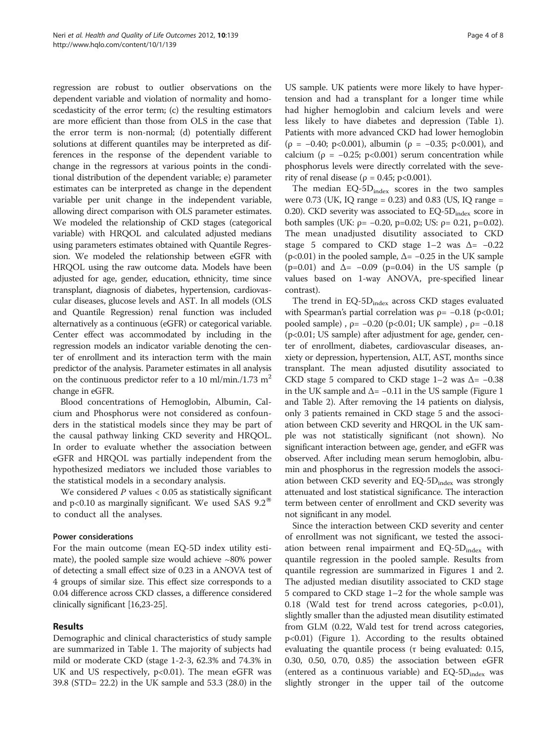regression are robust to outlier observations on the dependent variable and violation of normality and homoscedasticity of the error term; (c) the resulting estimators are more efficient than those from OLS in the case that the error term is non-normal; (d) potentially different solutions at different quantiles may be interpreted as differences in the response of the dependent variable to change in the regressors at various points in the conditional distribution of the dependent variable; e) parameter estimates can be interpreted as change in the dependent variable per unit change in the independent variable, allowing direct comparison with OLS parameter estimates. We modeled the relationship of CKD stages (categorical variable) with HRQOL and calculated adjusted medians using parameters estimates obtained with Quantile Regression. We modeled the relationship between eGFR with HRQOL using the raw outcome data. Models have been adjusted for age, gender, education, ethnicity, time since transplant, diagnosis of diabetes, hypertension, cardiovascular diseases, glucose levels and AST. In all models (OLS and Quantile Regression) renal function was included alternatively as a continuous (eGFR) or categorical variable. Center effect was accommodated by including in the regression models an indicator variable denoting the center of enrollment and its interaction term with the main predictor of the analysis. Parameter estimates in all analysis on the continuous predictor refer to a 10 ml/min./1.73 $m^2$ change in eGFR.

Blood concentrations of Hemoglobin, Albumin, Calcium and Phosphorus were not considered as confounders in the statistical models since they may be part of the causal pathway linking CKD severity and HRQOL. In order to evaluate whether the association between eGFR and HRQOL was partially independent from the hypothesized mediators we included those variables to the statistical models in a secondary analysis.

We considered *P* values < 0.05 as statistically significant and p<0.10 as marginally significant. We used SAS 9.2® to conduct all the analyses.

### Power considerations

For the main outcome (mean EQ-5D index utility estimate), the pooled sample size would achieve ~80% power of detecting a small effect size of 0.23 in a ANOVA test of 4 groups of similar size. This effect size corresponds to a 0.04 difference across CKD classes, a difference considered clinically significant [16,23-25].

## Results

Demographic and clinical characteristics of study sample are summarized in Table 1. The majority of subjects had mild or moderate CKD (stage 1-2-3, 62.3% and 74.3% in UK and US respectively, p<0.01). The mean eGFR was 39.8 (STD= 22.2) in the UK sample and 53.3 (28.0) in the US sample. UK patients were more likely to have hypertension and had a transplant for a longer time while had higher hemoglobin and calcium levels and were less likely to have diabetes and depression (Table 1). Patients with more advanced CKD had lower hemoglobin ($\rho$ = −0.40; p<0.001), albumin ($\rho$ = −0.35; p<0.001), and calcium ($\rho$ = −0.25; p<0.001) serum concentration while phosphorus levels were directly correlated with the severity of renal disease ($\rho$ = 0.45; p<0.001).

The median $EQ\text{-}5D_{index}$ scores in the two samples were 0.73 (UK, IQ range = 0.23) and 0.83 (US, IQ range = 0.20). CKD severity was associated to $EQ\text{-}5D_{index}$ score in both samples (UK: $\rho$= −0.20, p=0.02; US: $\rho$= 0.21, p=0.02). The mean unadjusted disutility associated to CKD stage 5 compared to CKD stage 1–2 was $\Delta$= −0.22 (p<0.01) in the pooled sample, $\Delta$= −0.25 in the UK sample (p=0.01) and $\Delta$= −0.09 (p=0.04) in the US sample (p values based on 1-way ANOVA, pre-specified linear contrast).

The trend in $EQ\text{-}5D_{index}$ across CKD stages evaluated with Spearman's partial correlation was $\rho$= −0.18 (p<0.01; pooled sample) , $\rho$= −0.20 (p<0.01; UK sample) , $\rho$= −0.18 (p<0.01; US sample) after adjustment for age, gender, center of enrollment, diabetes, cardiovascular diseases, anxiety or depression, hypertension, ALT, AST, months since transplant. The mean adjusted disutility associated to CKD stage 5 compared to CKD stage 1–2 was $\Delta$= −0.38 in the UK sample and $\Delta$= −0.11 in the US sample (Figure 1 and Table 2). After removing the 14 patients on dialysis, only 3 patients remained in CKD stage 5 and the association between CKD severity and HRQOL in the UK sample was not statistically significant (not shown). No significant interaction between age, gender, and eGFR was observed. After including mean serum hemoglobin, albumin and phosphorus in the regression models the association between CKD severity and $EQ\text{-}5D_{index}$ was strongly attenuated and lost statistical significance. The interaction term between center of enrollment and CKD severity was not significant in any model.

Since the interaction between CKD severity and center of enrollment was not significant, we tested the association between renal impairment and $EQ\text{-}5D_{index}$ with quantile regression in the pooled sample. Results from quantile regression are summarized in Figures 1 and 2. The adjusted median disutility associated to CKD stage 5 compared to CKD stage 1–2 for the whole sample was 0.18 (Wald test for trend across categories, p<0.01), slightly smaller than the adjusted mean disutility estimated from GLM (0.22, Wald test for trend across categories, p<0.01) (Figure 1). According to the results obtained evaluating the quantile process ($\tau$ being evaluated: 0.15, 0.30, 0.50, 0.70, 0.85) the association between eGFR (entered as a continuous variable) and $EQ\text{-}5D_{index}$ was slightly stronger in the upper tail of the outcome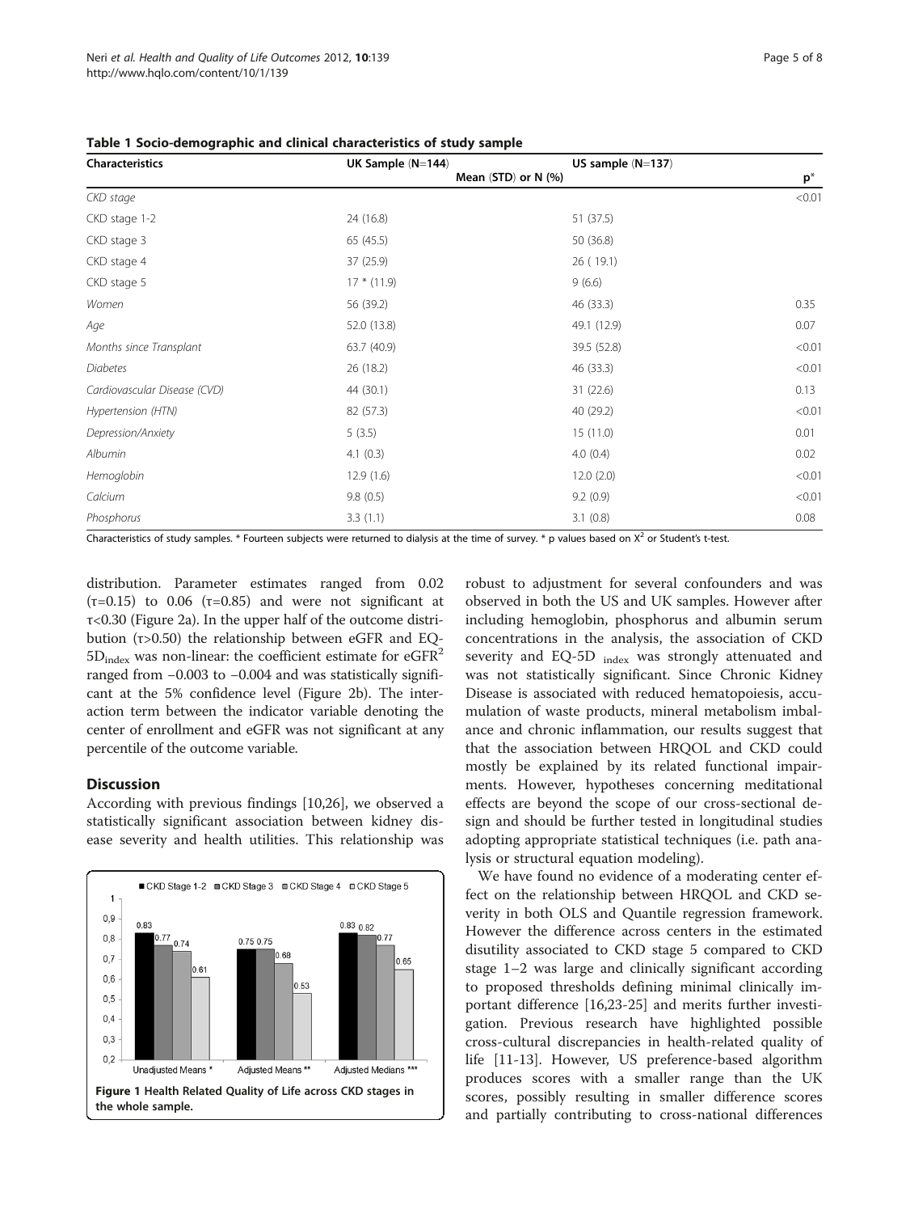**Table 1 Socio-demographic and clinical characteristics of study sample**

| Characteristics | UK Sample (N=144) | US sample (N=137) | p* |
|---|---|---|---|
| | Mean (STD) or N (%) | | |
| *CKD stage* | | | <0.01 |
| CKD stage 1-2 | 24 (16.8) | 51 (37.5) | |
| CKD stage 3 | 65 (45.5) | 50 (36.8) | |
| CKD stage 4 | 37 (25.9) | 26 ( 19.1) | |
| CKD stage 5 | 17 * (11.9) | 9 (6.6) | |
| *Women* | 56 (39.2) | 46 (33.3) | 0.35 |
| *Age* | 52.0 (13.8) | 49.1 (12.9) | 0.07 |
| *Months since Transplant* | 63.7 (40.9) | 39.5 (52.8) | <0.01 |
| *Diabetes* | 26 (18.2) | 46 (33.3) | <0.01 |
| *Cardiovascular Disease (CVD)* | 44 (30.1) | 31 (22.6) | 0.13 |
| *Hypertension (HTN)* | 82 (57.3) | 40 (29.2) | <0.01 |
| *Depression/Anxiety* | 5 (3.5) | 15 (11.0) | 0.01 |
| *Albumin* | 4.1 (0.3) | 4.0 (0.4) | 0.02 |
| *Hemoglobin* | 12.9 (1.6) | 12.0 (2.0) | <0.01 |
| *Calcium* | 9.8 (0.5) | 9.2 (0.9) | <0.01 |
| *Phosphorus* | 3.3 (1.1) | 3.1 (0.8) | 0.08 |

Characteristics of study samples. * Fourteen subjects were returned to dialysis at the time of survey. * p values based on $X^2$ or Student's t-test.

distribution. Parameter estimates ranged from 0.02 ($\tau$=0.15) to 0.06 ($\tau$=0.85) and were not significant at $\tau$<0.30 (Figure 2a). In the upper half of the outcome distribution ($\tau$>0.50) the relationship between eGFR and EQ-$5D_{index}$ was non-linear: the coefficient estimate for $eGFR^2$ ranged from −0.003 to −0.004 and was statistically significant at the 5% confidence level (Figure 2b). The interaction term between the indicator variable denoting the center of enrollment and eGFR was not significant at any percentile of the outcome variable.

## Discussion

According with previous findings [10,26], we observed a statistically significant association between kidney disease severity and health utilities. This relationship was robust to adjustment for several confounders and was observed in both the US and UK samples. However after including hemoglobin, phosphorus and albumin serum concentrations in the analysis, the association of CKD severity and EQ-5D $_{index}$ was strongly attenuated and was not statistically significant. Since Chronic Kidney Disease is associated with reduced hematopoiesis, accumulation of waste products, mineral metabolism imbalance and chronic inflammation, our results suggest that that the association between HRQOL and CKD could mostly be explained by its related functional impairments. However, hypotheses concerning meditational effects are beyond the scope of our cross-sectional design and should be further tested in longitudinal studies adopting appropriate statistical techniques (i.e. path analysis or structural equation modeling).

Figure 1 Health Related Quality of Life across CKD stages in the whole sample.

We have found no evidence of a moderating center effect on the relationship between HRQOL and CKD severity in both OLS and Quantile regression framework. However the difference across centers in the estimated disutility associated to CKD stage 5 compared to CKD stage 1–2 was large and clinically significant according to proposed thresholds defining minimal clinically important difference [16,23-25] and merits further investigation. Previous research have highlighted possible cross-cultural discrepancies in health-related quality of life [11-13]. However, US preference-based algorithm produces scores with a smaller range than the UK scores, possibly resulting in smaller difference scores and partially contributing to cross-national differences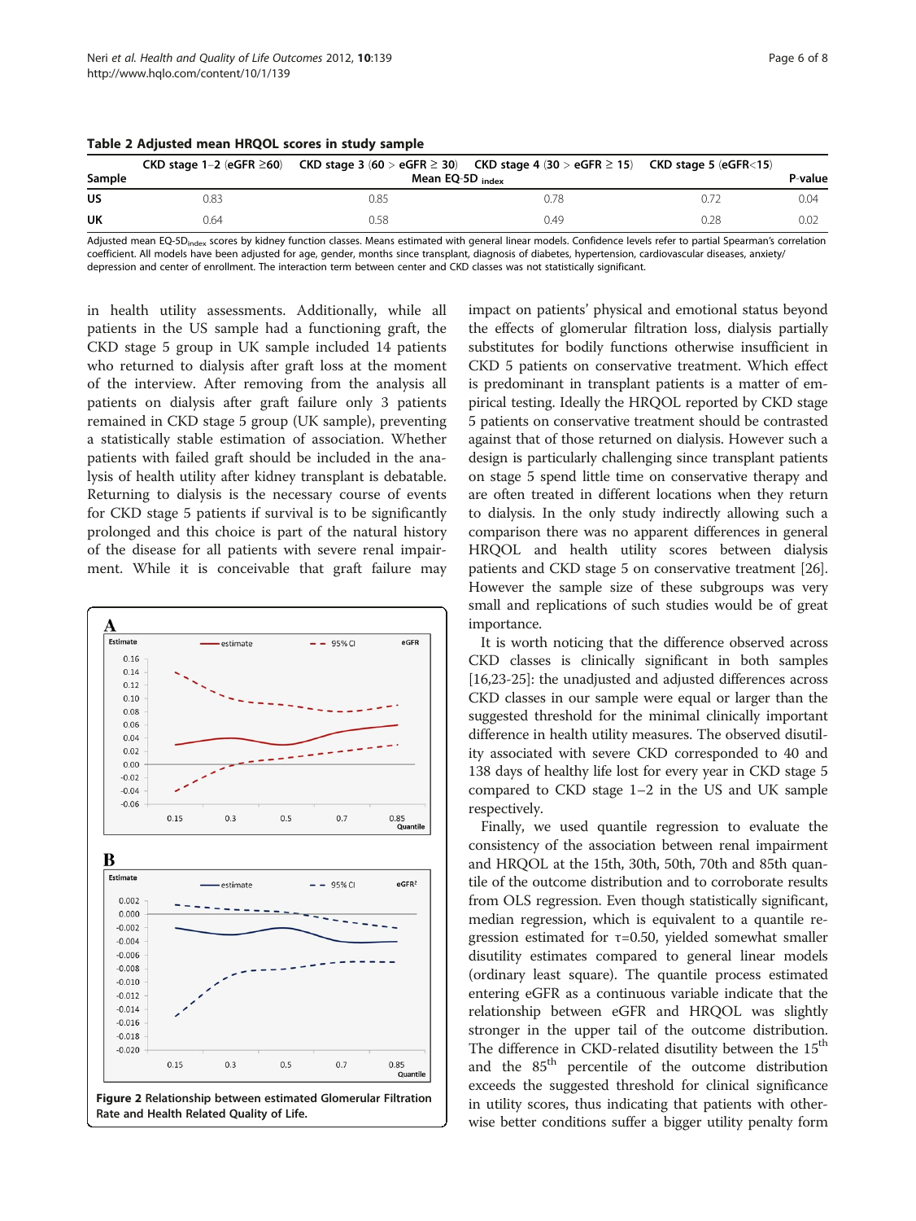**Table 2 Adjusted mean HRQOL scores in study sample**

| Sample | CKD stage 1–2 (eGFR ≥60) | CKD stage 3 (60 > eGFR ≥ 30) | CKD stage 4 (30 > eGFR ≥ 15) | CKD stage 5 (eGFR<15) | P-value |
|---|---|---|---|---|---|
| | Mean EQ-5D $_{index}$ | | | | |
| US | 0.83 | 0.85 | 0.78 | 0.72 | 0.04 |
| UK | 0.64 | 0.58 | 0.49 | 0.28 | 0.02 |

Adjusted mean EQ-5D$_{index}$ scores by kidney function classes. Means estimated with general linear models. Confidence levels refer to partial Spearman's correlation coefficient. All models have been adjusted for age, gender, months since transplant, diagnosis of diabetes, hypertension, cardiovascular diseases, anxiety/depression and center of enrollment. The interaction term between center and CKD classes was not statistically significant.

in health utility assessments. Additionally, while all patients in the US sample had a functioning graft, the CKD stage 5 group in UK sample included 14 patients who returned to dialysis after graft loss at the moment of the interview. After removing from the analysis all patients on dialysis after graft failure only 3 patients remained in CKD stage 5 group (UK sample), preventing a statistically stable estimation of association. Whether patients with failed graft should be included in the analysis of health utility after kidney transplant is debatable. Returning to dialysis is the necessary course of events for CKD stage 5 patients if survival is to be significantly prolonged and this choice is part of the natural history of the disease for all patients with severe renal impairment. While it is conceivable that graft failure may impact on patients' physical and emotional status beyond the effects of glomerular filtration loss, dialysis partially substitutes for bodily functions otherwise insufficient in CKD 5 patients on conservative treatment. Which effect is predominant in transplant patients is a matter of empirical testing. Ideally the HRQOL reported by CKD stage 5 patients on conservative treatment should be contrasted against that of those returned on dialysis. However such a design is particularly challenging since transplant patients on stage 5 spend little time on conservative therapy and are often treated in different locations when they return to dialysis. In the only study indirectly allowing such a comparison there was no apparent differences in general HRQOL and health utility scores between dialysis patients and CKD stage 5 on conservative treatment [26]. However the sample size of these subgroups was very small and replications of such studies would be of great importance.

It is worth noticing that the difference observed across CKD classes is clinically significant in both samples [16,23-25]: the unadjusted and adjusted differences across CKD classes in our sample were equal or larger than the suggested threshold for the minimal clinically important difference in health utility measures. The observed disutility associated with severe CKD corresponded to 40 and 138 days of healthy life lost for every year in CKD stage 5 compared to CKD stage 1–2 in the US and UK sample respectively.

Finally, we used quantile regression to evaluate the consistency of the association between renal impairment and HRQOL at the 15th, 30th, 50th, 70th and 85th quantile of the outcome distribution and to corroborate results from OLS regression. Even though statistically significant, median regression, which is equivalent to a quantile regression estimated for $\tau=0.50$, yielded somewhat smaller disutility estimates compared to general linear models (ordinary least square). The quantile process estimated entering eGFR as a continuous variable indicate that the relationship between eGFR and HRQOL was slightly stronger in the upper tail of the outcome distribution. The difference in CKD-related disutility between the 15$^{th}$ and the 85$^{th}$ percentile of the outcome distribution exceeds the suggested threshold for clinical significance in utility scores, thus indicating that patients with otherwise better conditions suffer a bigger utility penalty form

**Figure 2** Relationship between estimated Glomerular Filtration Rate and Health Related Quality of Life.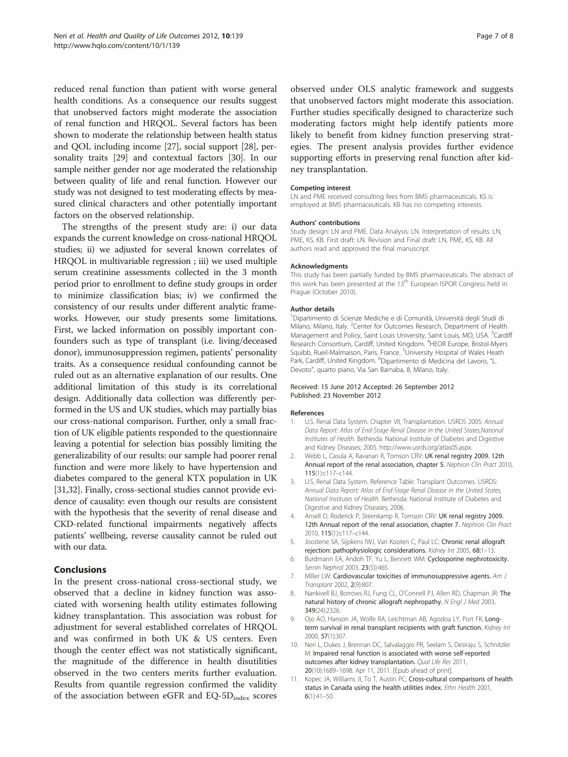reduced renal function than patient with worse general health conditions. As a consequence our results suggest that unobserved factors might moderate the association of renal function and HRQOL. Several factors has been shown to moderate the relationship between health status and QOL including income [27], social support [28], personality traits [29] and contextual factors [30]. In our sample neither gender nor age moderated the relationship between quality of life and renal function. However our study was not designed to test moderating effects by measured clinical characters and other potentially important factors on the observed relationship.

The strengths of the present study are: i) our data expands the current knowledge on cross-national HRQOL studies; ii) we adjusted for several known correlates of HRQOL in multivariable regression ; iii) we used multiple serum creatinine assessments collected in the 3 month period prior to enrollment to define study groups in order to minimize classification bias; iv) we confirmed the consistency of our results under different analytic frameworks. However, our study presents some limitations. First, we lacked information on possibly important confounders such as type of transplant (i.e. living/deceased donor), immunosuppression regimen, patients' personality traits. As a consequence residual confounding cannot be ruled out as an alternative explanation of our results. One additional limitation of this study is its correlational design. Additionally data collection was differently performed in the US and UK studies, which may partially bias our cross-national comparison. Further, only a small fraction of UK eligible patients responded to the questionnaire leaving a potential for selection bias possibly limiting the generalizability of our results: our sample had poorer renal function and were more likely to have hypertension and diabetes compared to the general KTX population in UK [31,32]. Finally, cross-sectional studies cannot provide evidence of causality: even though our results are consistent with the hypothesis that the severity of renal disease and CKD-related functional impairments negatively affects patients' wellbeing, reverse causality cannot be ruled out with our data.

## Conclusions

In the present cross-national cross-sectional study, we observed that a decline in kidney function was associated with worsening health utility estimates following kidney transplantation. This association was robust for adjustment for several established correlates of HRQOL and was confirmed in both UK & US centers. Even though the center effect was not statistically significant, the magnitude of the difference in health disutilities observed in the two centers merits further evaluation. Results from quantile regression confirmed the validity of the association between eGFR and EQ-5D$_{index}$ scores observed under OLS analytic framework and suggests that unobserved factors might moderate this association. Further studies specifically designed to characterize such moderating factors might help identify patients more likely to benefit from kidney function preserving strategies. The present analysis provides further evidence supporting efforts in preserving renal function after kidney transplantation.

#### Competing interest

LN and PME received consulting fees from BMS pharmaceuticals. KS is employed at BMS pharmaceuticals. KB has no competing interests.

#### Authors' contributions

Study design: LN and PME. Data Analysis: LN. Interpretation of results: LN, PME, KS, KB. First draft: LN. Revision and Final draft: LN, PME, KS, KB. All authors read and approved the final manuscript

#### Acknowledgments

This study has been partially funded by BMS pharmaceuticals. The abstract of this work has been presented at the 13th European ISPOR Congress held in Prague (October 2010).

#### Author details

[1]Dipartimento di Scienze Mediche e di Comunità, Università degli Studi di Milano, Milano, Italy. [2]Center for Outcomes Research, Department of Health Management and Policy, Saint Louis University, Saint Louis, MO, USA. [3]Cardiff Research Consortium, Cardiff, United Kingdom. [4]HEOR Europe, Bristol-Myers Squibb, Rueil-Malmaison, Paris, France. [5]University Hospital of Wales Heath Park, Cardiff, United Kingdom. [6]Dipartimento di Medicina del Lavoro, "L. Devoto", quarto piano, Via San Barnaba, 8, Milano, Italy.

Received: 15 June 2012 Accepted: 26 September 2012
Published: 23 November 2012

#### References

1. U.S. Renal Data System. Chapter VII, Transplantation. USRDS 2005: *Annual Data Report: Atlas of End-Stage Renal Disease in the United States,National Institutes of Health*. Bethesda: National Institute of Diabetes and Digestive and Kidney Diseases; 2005. http://www.usrds.org/atlas05.aspx.
2. Webb L, Casula A, Ravanan R, Tomson CRV: **UK renal registry 2009. 12th Annual report of the renal association, chapter 5.** *Nephron Clin Pract* 2010, **115**(1):c117–c144.
3. U.S. Renal Data System. Reference Table: Transplant Outcomes. USRDS: *Annual Data Report: Atlas of End-Stage Renal Disease in the United States, National Institutes of Health*. Bethesda: National Institute of Diabetes and Digestive and Kidney Diseases; 2006.
4. Ansell D, Roderick P, Steenkamp R, Tomson CRV: **UK renal registry 2009. 12th Annual report of the renal association, chapter 7.** *Nephron Clin Pract* 2010, **115**(1):c117–c144.
5. Joostene SA, Sijpkens IWJ, Van Kooten C, Paul LC: **Chronic renal allograft rejection: pathophysiologic considerations.** *Kidney Int* 2005, **68**:1–13.
6. Burdmann EA, Andoh TF, Yu L, Bennett WM: **Cyclosporine nephrotoxicity.** *Semin Nephrol* 2003, **23**(5)):465.
7. Miller LW: **Cardiovascular toxicities of immunosuppressive agents.** *Am J Transplant* 2002, **2**(9):807.
8. Nankivell BJ, Borrows RJ, Fung CL, O'Connell PJ, Allen RD, Chapman JR: **The natural history of chronic allograft nephropathy.** *N Engl J Med* 2003, **349**(24):2326.
9. Ojo AO, Hanson JA, Wolfe RA, Leichtman AB, Agodoa LY, Port FK: **Long-term survival in renal transplant recipients with graft function.** *Kidney Int* 2000, **57**(1):307.
10. Neri L, Dukes J, Brennan DC, Salvalaggio PR, Seelam S, Desiraju S, Schnitzler M: **Impaired renal function is associated with worse self-reported outcomes after kidney transplantation.** *Qual Life Res* 2011, **20**(10):1689–1698. Apr 11, 2011. [Epub ahead of print].
11. Kopec JA, Williams JI, To T, Austin PC: **Cross-cultural comparisons of health status in Canada using the health utilities index.** *Ethn Health* 2001, **6**(1):41–50.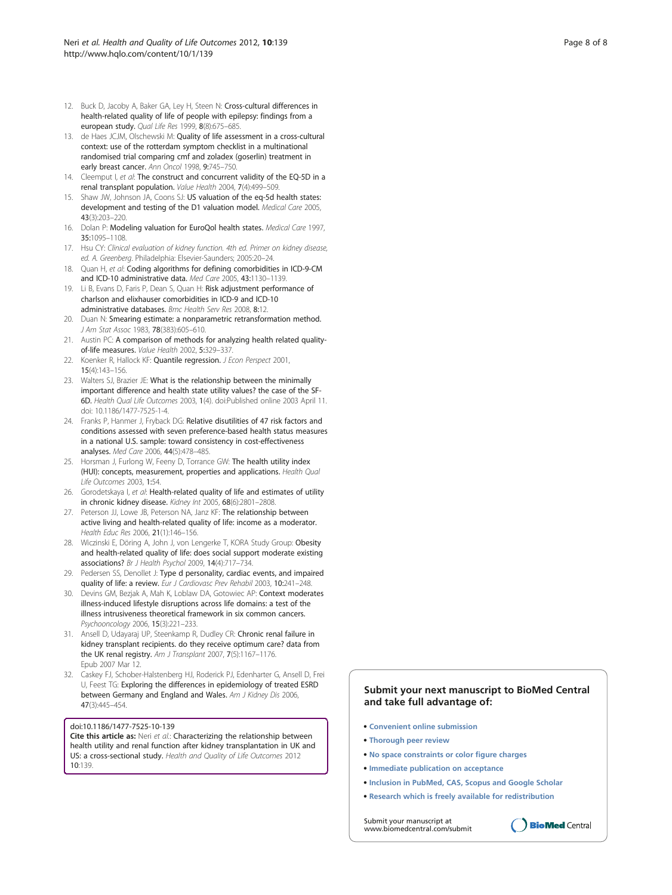12. Buck D, Jacoby A, Baker GA, Ley H, Steen N: **Cross-cultural differences in health-related quality of life of people with epilepsy: findings from a european study.** *Qual Life Res* 1999, **8**(8):675–685.
13. de Haes JCJM, Olschewski M: **Quality of life assessment in a cross-cultural context: use of the rotterdam symptom checklist in a multinational randomised trial comparing cmf and zoladex (goserlin) treatment in early breast cancer.** *Ann Oncol* 1998, **9**:745–750.
14. Cleemput I, *et al*: **The construct and concurrent validity of the EQ-5D in a renal transplant population.** *Value Health* 2004, **7**(4):499–509.
15. Shaw JW, Johnson JA, Coons SJ: **US valuation of the eq-5d health states: development and testing of the D1 valuation model.** *Medical Care* 2005, **43**(3):203–220.
16. Dolan P: **Modeling valuation for EuroQol health states.** *Medical Care* 1997, **35**:1095–1108.
17. Hsu CY: *Clinical evaluation of kidney function. 4th ed. Primer on kidney disease, ed. A. Greenberg*. Philadelphia: Elsevier-Saunders; 2005:20–24.
18. Quan H, *et al*: **Coding algorithms for defining comorbidities in ICD-9-CM and ICD-10 administrative data.** *Med Care* 2005, **43**:1130–1139.
19. Li B, Evans D, Faris P, Dean S, Quan H: **Risk adjustment performance of charlson and elixhauser comorbidities in ICD-9 and ICD-10 administrative databases.** *Bmc Health Serv Res* 2008, **8**:12.
20. Duan N: **Smearing estimate: a nonparametric retransformation method.** *J Am Stat Assoc* 1983, **78**(383):605–610.
21. Austin PC: **A comparison of methods for analyzing health related quality-of-life measures.** *Value Health* 2002, **5**:329–337.
22. Koenker R, Hallock KF: **Quantile regression.** *J Econ Perspect* 2001, **15**(4):143–156.
23. Walters SJ, Brazier JE: **What is the relationship between the minimally important difference and health state utility values? the case of the SF-6D.** *Health Qual Life Outcomes* 2003, **1**(4). doi:Published online 2003 April 11. doi: 10.1186/1477-7525-1-4.
24. Franks P, Hanmer J, Fryback DG: **Relative disutilities of 47 risk factors and conditions assessed with seven preference-based health status measures in a national U.S. sample: toward consistency in cost-effectiveness analyses.** *Med Care* 2006, **44**(5):478–485.
25. Horsman J, Furlong W, Feeny D, Torrance GW: **The health utility index (HUI): concepts, measurement, properties and applications.** *Health Qual Life Outcomes* 2003, **1**:54.
26. Gorodetskaya I, *et al*: **Health-related quality of life and estimates of utility in chronic kidney disease.** *Kidney Int* 2005, **68**(6):2801–2808.
27. Peterson JJ, Lowe JB, Peterson NA, Janz KF: **The relationship between active living and health-related quality of life: income as a moderator.** *Health Educ Res* 2006, **21**(1):146–156.
28. Wiczinski E, Döring A, John J, von Lengerke T, KORA Study Group: **Obesity and health-related quality of life: does social support moderate existing associations?** *Br J Health Psychol* 2009, **14**(4):717–734.
29. Pedersen SS, Denollet J: **Type d personality, cardiac events, and impaired quality of life: a review.** *Eur J Cardiovasc Prev Rehabil* 2003, **10**:241–248.
30. Devins GM, Bezjak A, Mah K, Loblaw DA, Gotowiec AP: **Context moderates illness-induced lifestyle disruptions across life domains: a test of the illness intrusiveness theoretical framework in six common cancers.** *Psychooncology* 2006, **15**(3):221–233.
31. Ansell D, Udayaraj UP, Steenkamp R, Dudley CR: **Chronic renal failure in kidney transplant recipients. do they receive optimum care? data from the UK renal registry.** *Am J Transplant* 2007, **7**(5):1167–1176. Epub 2007 Mar 12.
32. Caskey FJ, Schober-Halstenberg HJ, Roderick PJ, Edenharter G, Ansell D, Frei U, Feest TG: **Exploring the differences in epidemiology of treated ESRD between Germany and England and Wales.** *Am J Kidney Dis* 2006, **47**(3):445–454.

doi:10.1186/1477-7525-10-139

**Cite this article as:** Neri *et al.*: Characterizing the relationship between health utility and renal function after kidney transplantation in UK and US: a cross-sectional study. *Health and Quality of Life Outcomes* 2012 **10**:139.

**Submit your next manuscript to BioMed Central and take full advantage of:**

- Convenient online submission
- Thorough peer review
- No space constraints or color figure charges
- Immediate publication on acceptance
- Inclusion in PubMed, CAS, Scopus and Google Scholar
- Research which is freely available for redistribution

Submit your manuscript at www.biomedcentral.com/submit

BioMed Central